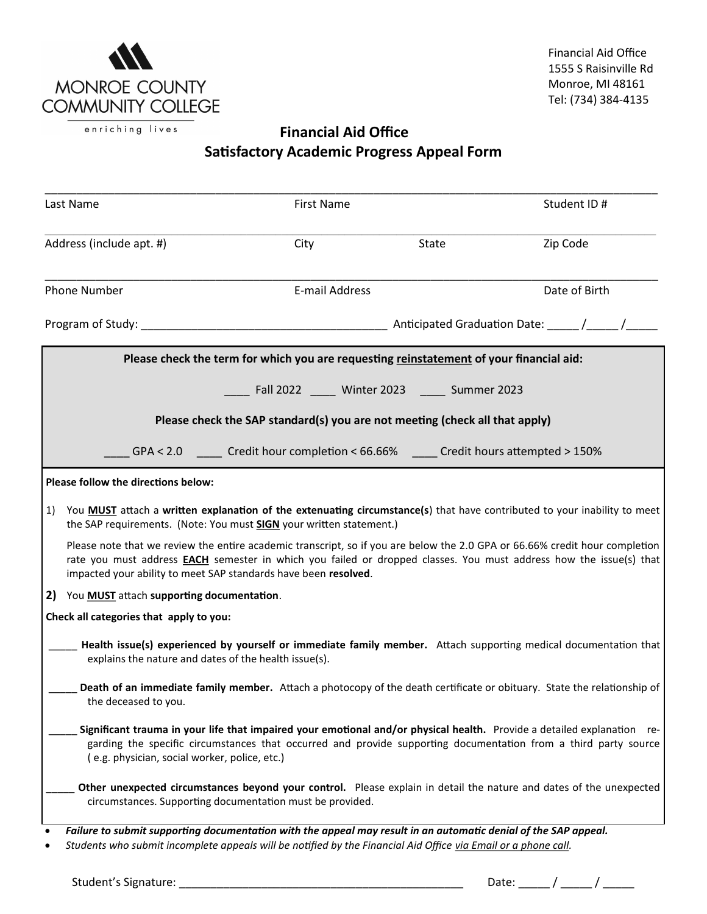MONROE COUNTY COMMUNITY COLLEGE

enriching lives

Financial Aid Office
1555 S Raisinville Rd
Monroe, MI 48161
Tel: (734) 384-4135

## Financial Aid Office
## Satisfactory Academic Progress Appeal Form

_______________________________________________________________________________

Last Name First Name Student ID #

_______________________________________________________________________________

Address (include apt. #) City State Zip Code

_______________________________________________________________________________

Phone Number E-mail Address Date of Birth

Program of Study: ______________________________________ Anticipated Graduation Date: _____ /_____ /_____

**Please check the term for which you are requesting reinstatement of your financial aid:**

____ Fall 2022 ____ Winter 2023 ____ Summer 2023

**Please check the SAP standard(s) you are not meeting (check all that apply)**

____ GPA < 2.0 ____ Credit hour completion < 66.66% ____ Credit hours attempted > 150%

**Please follow the directions below:**

1) You **MUST** attach a **written explanation of the extenuating circumstance(s**) that have contributed to your inability to meet the SAP requirements. (Note: You must **SIGN** your written statement.)

   Please note that we review the entire academic transcript, so if you are below the 2.0 GPA or 66.66% credit hour completion rate you must address **EACH** semester in which you failed or dropped classes. You must address how the issue(s) that impacted your ability to meet SAP standards have been **resolved**.

2) You **MUST** attach **supporting documentation**.

**Check all categories that apply to you:**

_____ **Health issue(s) experienced by yourself or immediate family member.** Attach supporting medical documentation that explains the nature and dates of the health issue(s).

_____ **Death of an immediate family member.** Attach a photocopy of the death certificate or obituary. State the relationship of the deceased to you.

_____ **Significant trauma in your life that impaired your emotional and/or physical health.** Provide a detailed explanation regarding the specific circumstances that occurred and provide supporting documentation from a third party source ( e.g. physician, social worker, police, etc.)

_____ **Other unexpected circumstances beyond your control.** Please explain in detail the nature and dates of the unexpected circumstances. Supporting documentation must be provided.

- ***Failure to submit supporting documentation with the appeal may result in an automatic denial of the SAP appeal.***
- *Students who submit incomplete appeals will be notified by the Financial Aid Office via Email or a phone call.*

Student's Signature: ______________________________________________ Date: _____ / _____ / _____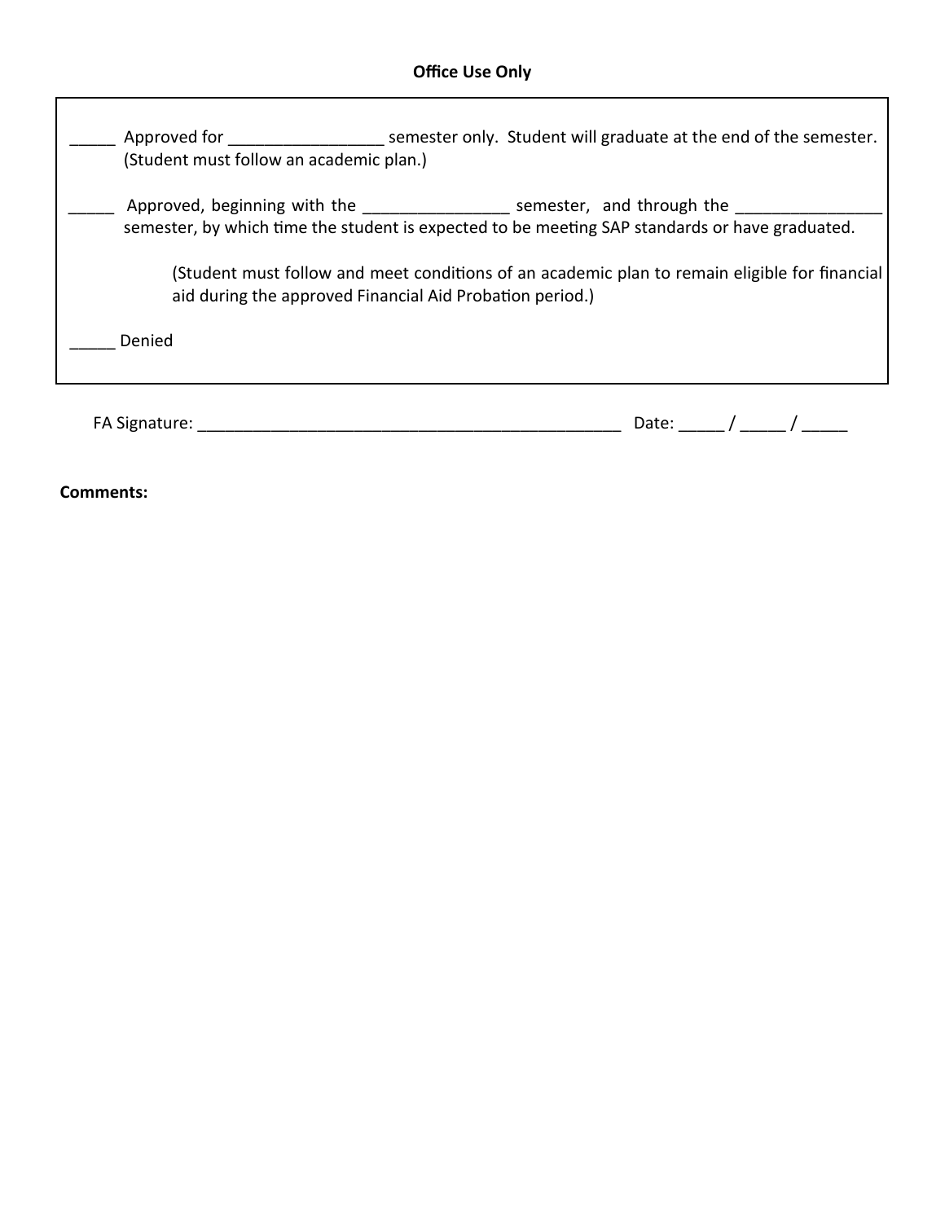**Office Use Only**

_____ Approved for _________________ semester only. Student will graduate at the end of the semester. (Student must follow an academic plan.)

_____ Approved, beginning with the ________________ semester, and through the ________________ semester, by which time the student is expected to be meeting SAP standards or have graduated.

(Student must follow and meet conditions of an academic plan to remain eligible for financial aid during the approved Financial Aid Probation period.)

_____ Denied

FA Signature: ________________________________________________ Date: _____ / _____ / _____

**Comments:**